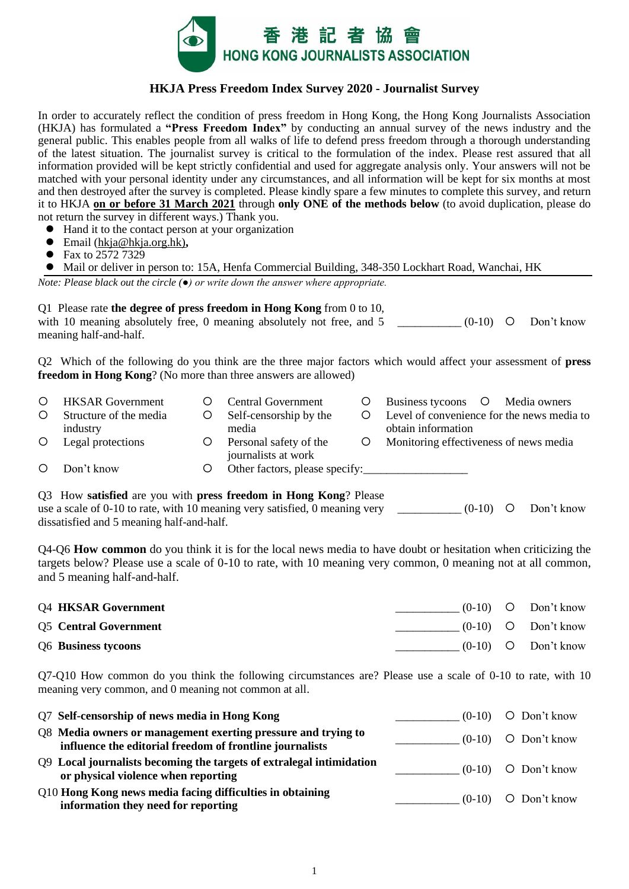香港記者協會
HONG KONG JOURNALISTS ASSOCIATION

## HKJA Press Freedom Index Survey 2020 - Journalist Survey

In order to accurately reflect the condition of press freedom in Hong Kong, the Hong Kong Journalists Association (HKJA) has formulated a **"Press Freedom Index"** by conducting an annual survey of the news industry and the general public. This enables people from all walks of life to defend press freedom through a thorough understanding of the latest situation. The journalist survey is critical to the formulation of the index. Please rest assured that all information provided will be kept strictly confidential and used for aggregate analysis only. Your answers will not be matched with your personal identity under any circumstances, and all information will be kept for six months at most and then destroyed after the survey is completed. Please kindly spare a few minutes to complete this survey, and return it to HKJA **on or before 31 March 2021** through **only ONE of the methods below** (to avoid duplication, please do not return the survey in different ways.) Thank you.

- Hand it to the contact person at your organization
- Email (hkja@hkja.org.hk),
- Fax to 2572 7329
- Mail or deliver in person to: 15A, Henfa Commercial Building, 348-350 Lockhart Road, Wanchai, HK

*Note: Please black out the circle (●) or write down the answer where appropriate.*

Q1 Please rate **the degree of press freedom in Hong Kong** from 0 to 10, with 10 meaning absolutely free, 0 meaning absolutely not free, and 5 meaning half-and-half. ___________ (0-10) ○ Don't know

Q2 Which of the following do you think are the three major factors which would affect your assessment of **press freedom in Hong Kong**? (No more than three answers are allowed)

| | | | |
|---|---|---|---|
| ○ HKSAR Government | ○ Central Government | ○ Business tycoons | ○ Media owners |
| ○ Structure of the media industry | ○ Self-censorship by the media | ○ Level of convenience for the news media to obtain information | |
| ○ Legal protections | ○ Personal safety of the journalists at work | ○ Monitoring effectiveness of news media | |
| ○ Don't know | ○ Other factors, please specify:__________________ | | |

Q3 How **satisfied** are you with **press freedom in Hong Kong**? Please use a scale of 0-10 to rate, with 10 meaning very satisfied, 0 meaning very dissatisfied and 5 meaning half-and-half. ___________ (0-10) ○ Don't know

Q4-Q6 **How common** do you think it is for the local news media to have doubt or hesitation when criticizing the targets below? Please use a scale of 0-10 to rate, with 10 meaning very common, 0 meaning not at all common, and 5 meaning half-and-half.

| | | |
|---|---|---|
| Q4 **HKSAR Government** | ___________ (0-10) | ○ Don't know |
| Q5 **Central Government** | ___________ (0-10) | ○ Don't know |
| Q6 **Business tycoons** | ___________ (0-10) | ○ Don't know |

Q7-Q10 How common do you think the following circumstances are? Please use a scale of 0-10 to rate, with 10 meaning very common, and 0 meaning not common at all.

| | | |
|---|---|---|
| Q7 **Self-censorship of news media in Hong Kong** | ___________ (0-10) | ○ Don't know |
| Q8 **Media owners or management exerting pressure and trying to influence the editorial freedom of frontline journalists** | ___________ (0-10) | ○ Don't know |
| Q9 **Local journalists becoming the targets of extralegal intimidation or physical violence when reporting** | ___________ (0-10) | ○ Don't know |
| Q10 **Hong Kong news media facing difficulties in obtaining information they need for reporting** | ___________ (0-10) | ○ Don't know |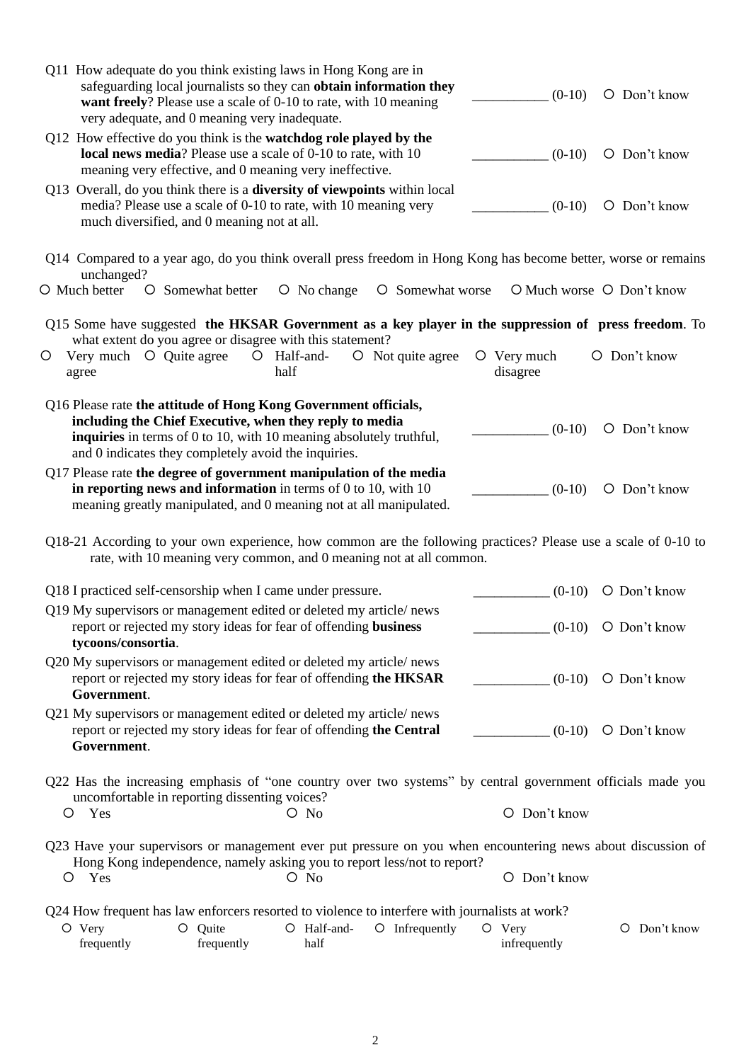Q11 How adequate do you think existing laws in Hong Kong are in safeguarding local journalists so they can **obtain information they want freely**? Please use a scale of 0-10 to rate, with 10 meaning very adequate, and 0 meaning very inadequate. ___________ (0-10) ○ Don't know

Q12 How effective do you think is the **watchdog role played by the local news media**? Please use a scale of 0-10 to rate, with 10 meaning very effective, and 0 meaning very ineffective. ___________ (0-10) ○ Don't know

Q13 Overall, do you think there is a **diversity of viewpoints** within local media? Please use a scale of 0-10 to rate, with 10 meaning very much diversified, and 0 meaning not at all. ___________ (0-10) ○ Don't know

Q14 Compared to a year ago, do you think overall press freedom in Hong Kong has become better, worse or remains unchanged?

○ Much better ○ Somewhat better ○ No change ○ Somewhat worse ○ Much worse ○ Don't know

Q15 Some have suggested **the HKSAR Government as a key player in the suppression of press freedom**. To what extent do you agree or disagree with this statement?

○ Very much agree ○ Quite agree ○ Half-and-half ○ Not quite agree ○ Very much disagree ○ Don't know

Q16 Please rate **the attitude of Hong Kong Government officials, including the Chief Executive, when they reply to media inquiries** in terms of 0 to 10, with 10 meaning absolutely truthful, and 0 indicates they completely avoid the inquiries. ___________ (0-10) ○ Don't know

Q17 Please rate **the degree of government manipulation of the media in reporting news and information** in terms of 0 to 10, with 10 meaning greatly manipulated, and 0 meaning not at all manipulated. ___________ (0-10) ○ Don't know

Q18-21 According to your own experience, how common are the following practices? Please use a scale of 0-10 to rate, with 10 meaning very common, and 0 meaning not at all common.

Q18 I practiced self-censorship when I came under pressure. ___________ (0-10) ○ Don't know

Q19 My supervisors or management edited or deleted my article/ news report or rejected my story ideas for fear of offending **business tycoons/consortia**. ___________ (0-10) ○ Don't know

Q20 My supervisors or management edited or deleted my article/ news report or rejected my story ideas for fear of offending **the HKSAR Government**. ___________ (0-10) ○ Don't know

Q21 My supervisors or management edited or deleted my article/ news report or rejected my story ideas for fear of offending **the Central Government**. ___________ (0-10) ○ Don't know

Q22 Has the increasing emphasis of "one country over two systems" by central government officials made you uncomfortable in reporting dissenting voices?

○ Yes ○ No ○ Don't know

Q23 Have your supervisors or management ever put pressure on you when encountering news about discussion of Hong Kong independence, namely asking you to report less/not to report?

○ Yes ○ No ○ Don't know

Q24 How frequent has law enforcers resorted to violence to interfere with journalists at work?

○ Very frequently ○ Quite frequently ○ Half-and-half ○ Infrequently ○ Very infrequently ○ Don't know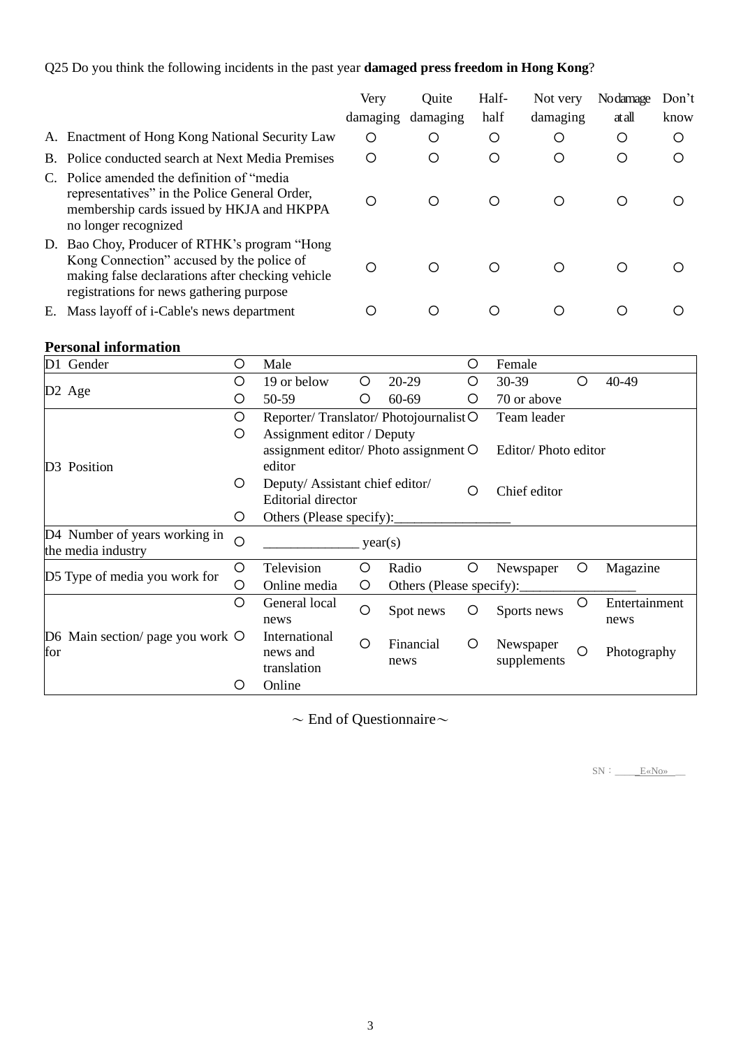Q25 Do you think the following incidents in the past year **damaged press freedom in Hong Kong**?

| | Very damaging | Quite damaging | Half-half | Not very damaging | No damage at all | Don't know |
|---|---|---|---|---|---|---|
| A. Enactment of Hong Kong National Security Law | ○ | ○ | ○ | ○ | ○ | ○ |
| B. Police conducted search at Next Media Premises | ○ | ○ | ○ | ○ | ○ | ○ |
| C. Police amended the definition of "media representatives" in the Police General Order, membership cards issued by HKJA and HKPPA no longer recognized | ○ | ○ | ○ | ○ | ○ | ○ |
| D. Bao Choy, Producer of RTHK's program "Hong Kong Connection" accused by the police of making false declarations after checking vehicle registrations for news gathering purpose | ○ | ○ | ○ | ○ | ○ | ○ |
| E. Mass layoff of i-Cable's news department | ○ | ○ | ○ | ○ | ○ | ○ |

**Personal information**

| | | | | | | | | |
|---|---|---|---|---|---|---|---|---|
| D1 Gender | ○ | Male | | | ○ | Female | | |
| D2 Age | ○ | 19 or below | ○ | 20-29 | ○ | 30-39 | ○ | 40-49 |
| | ○ | 50-59 | ○ | 60-69 | ○ | 70 or above | | |
| D3 Position | ○ | Reporter/ Translator/ Photojournalist | | | ○ | Team leader | | |
| | ○ | Assignment editor / Deputy assignment editor/ Photo assignment editor | | | ○ | Editor/ Photo editor | | |
| | ○ | Deputy/ Assistant chief editor/ Editorial director | | | ○ | Chief editor | | |
| | ○ | Others (Please specify):________________ | | | | | | |
| D4 Number of years working in the media industry | ○ | _____________ year(s) | | | | | | |
| D5 Type of media you work for | ○ | Television | ○ | Radio | ○ | Newspaper | ○ | Magazine |
| | ○ | Online media | ○ | Others (Please specify):________________ | | | | |
| D6 Main section/ page you work for | ○ | General local news | ○ | Spot news | ○ | Sports news | ○ | Entertainment news |
| | ○ | International news and translation | ○ | Financial news | ○ | Newspaper supplements | ○ | Photography |
| | ○ | Online | | | | | | |

～ End of Questionnaire～

SN：_____E«No»___